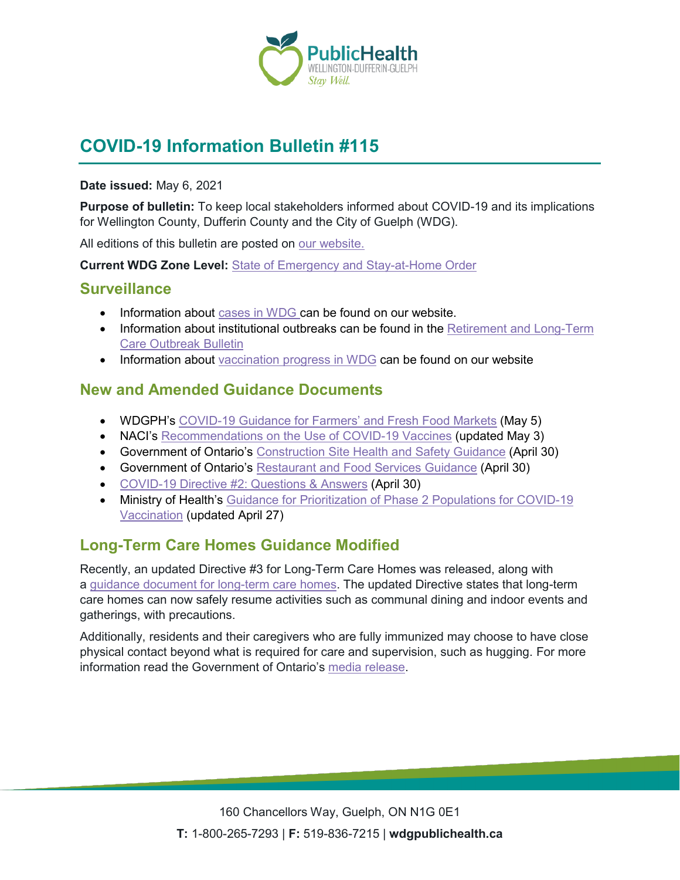# COVID-19 Information Bulletin #115

**Date issued:** May 6, 2021

**Purpose of bulletin:** To keep local stakeholders informed about COVID-19 and its implications for Wellington County, Dufferin County and the City of Guelph (WDG).

All editions of this bulletin are posted on our website.

**Current WDG Zone Level:** State of Emergency and Stay-at-Home Order

## Surveillance

- Information about cases in WDG can be found on our website.
- Information about institutional outbreaks can be found in the Retirement and Long-Term Care Outbreak Bulletin
- Information about vaccination progress in WDG can be found on our website

## New and Amended Guidance Documents

- WDGPH's COVID-19 Guidance for Farmers' and Fresh Food Markets (May 5)
- NACI's Recommendations on the Use of COVID-19 Vaccines (updated May 3)
- Government of Ontario's Construction Site Health and Safety Guidance (April 30)
- Government of Ontario's Restaurant and Food Services Guidance (April 30)
- COVID-19 Directive #2: Questions & Answers (April 30)
- Ministry of Health's Guidance for Prioritization of Phase 2 Populations for COVID-19 Vaccination (updated April 27)

## Long-Term Care Homes Guidance Modified

Recently, an updated Directive #3 for Long-Term Care Homes was released, along with a guidance document for long-term care homes. The updated Directive states that long-term care homes can now safely resume activities such as communal dining and indoor events and gatherings, with precautions.

Additionally, residents and their caregivers who are fully immunized may choose to have close physical contact beyond what is required for care and supervision, such as hugging. For more information read the Government of Ontario's media release.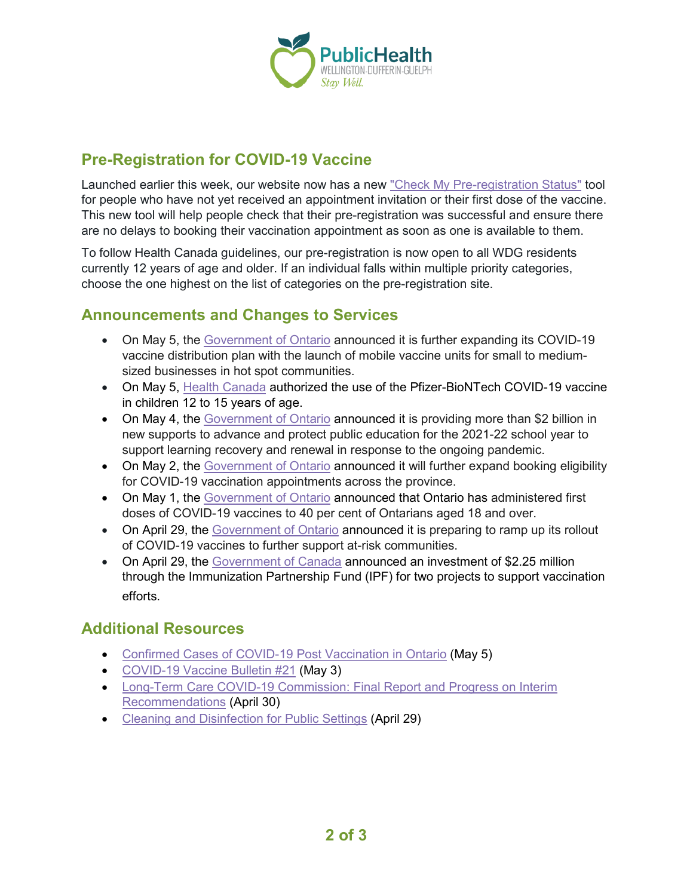## Pre-Registration for COVID-19 Vaccine

Launched earlier this week, our website now has a new "Check My Pre-registration Status" tool for people who have not yet received an appointment invitation or their first dose of the vaccine. This new tool will help people check that their pre-registration was successful and ensure there are no delays to booking their vaccination appointment as soon as one is available to them.

To follow Health Canada guidelines, our pre-registration is now open to all WDG residents currently 12 years of age and older. If an individual falls within multiple priority categories, choose the one highest on the list of categories on the pre-registration site.

## Announcements and Changes to Services

- On May 5, the Government of Ontario announced it is further expanding its COVID-19 vaccine distribution plan with the launch of mobile vaccine units for small to medium-sized businesses in hot spot communities.
- On May 5, Health Canada authorized the use of the Pfizer-BioNTech COVID-19 vaccine in children 12 to 15 years of age.
- On May 4, the Government of Ontario announced it is providing more than $2 billion in new supports to advance and protect public education for the 2021-22 school year to support learning recovery and renewal in response to the ongoing pandemic.
- On May 2, the Government of Ontario announced it will further expand booking eligibility for COVID-19 vaccination appointments across the province.
- On May 1, the Government of Ontario announced that Ontario has administered first doses of COVID-19 vaccines to 40 per cent of Ontarians aged 18 and over.
- On April 29, the Government of Ontario announced it is preparing to ramp up its rollout of COVID-19 vaccines to further support at-risk communities.
- On April 29, the Government of Canada announced an investment of $2.25 million through the Immunization Partnership Fund (IPF) for two projects to support vaccination efforts.

## Additional Resources

- Confirmed Cases of COVID-19 Post Vaccination in Ontario (May 5)
- COVID-19 Vaccine Bulletin #21 (May 3)
- Long-Term Care COVID-19 Commission: Final Report and Progress on Interim Recommendations (April 30)
- Cleaning and Disinfection for Public Settings (April 29)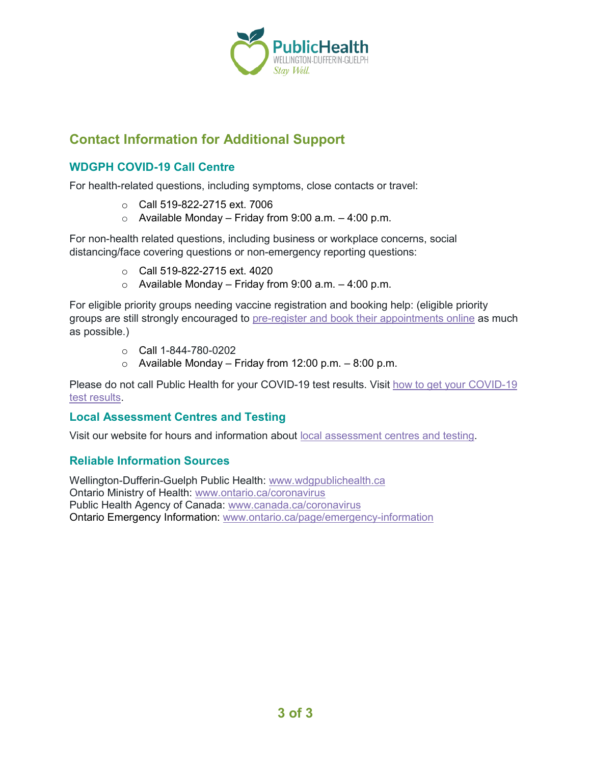## Contact Information for Additional Support

### WDGPH COVID-19 Call Centre

For health-related questions, including symptoms, close contacts or travel:

- Call 519-822-2715 ext. 7006
- Available Monday – Friday from 9:00 a.m. – 4:00 p.m.

For non-health related questions, including business or workplace concerns, social distancing/face covering questions or non-emergency reporting questions:

- Call 519-822-2715 ext. 4020
- Available Monday – Friday from 9:00 a.m. – 4:00 p.m.

For eligible priority groups needing vaccine registration and booking help: (eligible priority groups are still strongly encouraged to pre-register and book their appointments online as much as possible.)

- Call 1-844-780-0202
- Available Monday – Friday from 12:00 p.m. – 8:00 p.m.

Please do not call Public Health for your COVID-19 test results. Visit how to get your COVID-19 test results.

### Local Assessment Centres and Testing

Visit our website for hours and information about local assessment centres and testing.

### Reliable Information Sources

Wellington-Dufferin-Guelph Public Health: www.wdgpublichealth.ca
Ontario Ministry of Health: www.ontario.ca/coronavirus
Public Health Agency of Canada: www.canada.ca/coronavirus
Ontario Emergency Information: www.ontario.ca/page/emergency-information